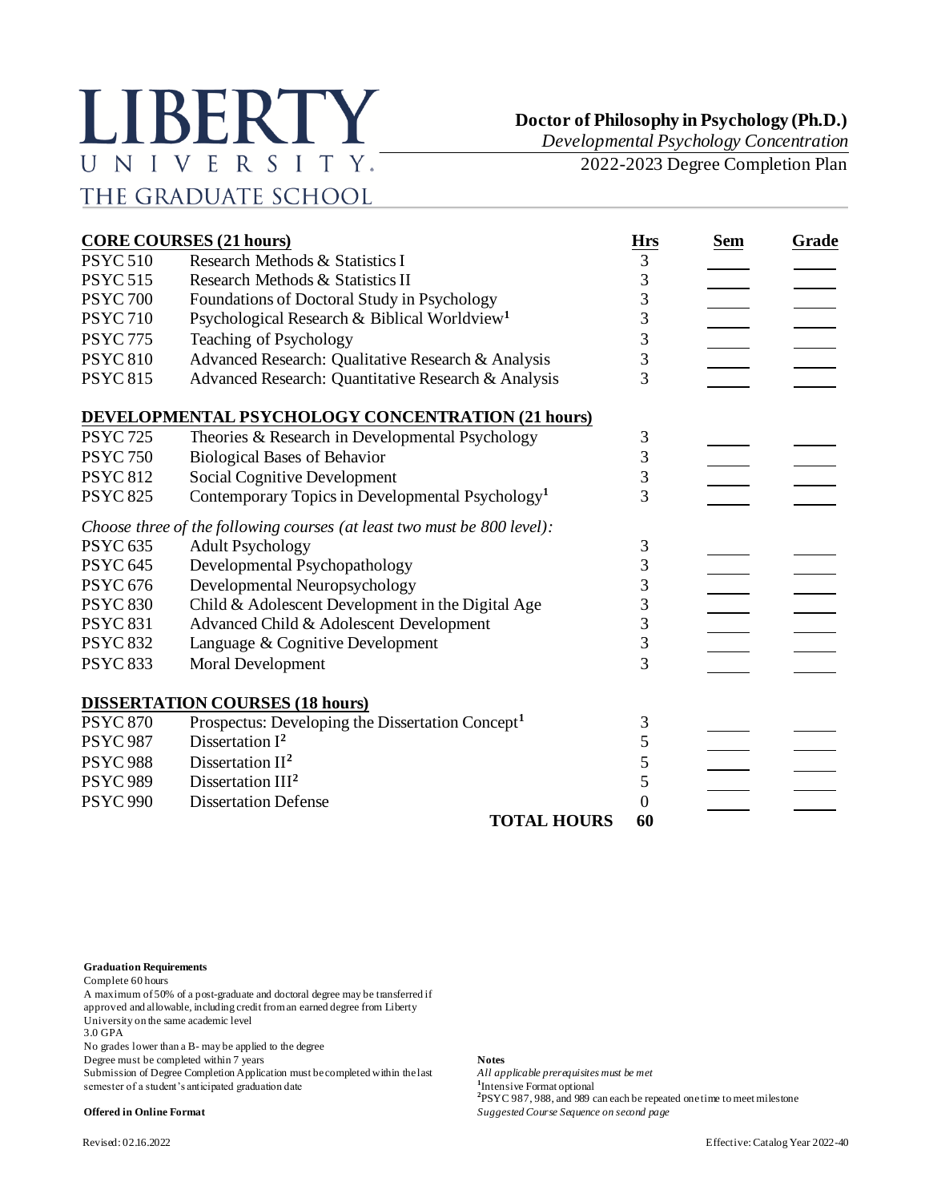# LIBERTY UNIVERSITY

THE GRADUATE SCHOOL

**Doctor of Philosophy in Psychology (Ph.D.)**
*Developmental Psychology Concentration*
2022-2023 Degree Completion Plan

| **CORE COURSES (21 hours)** | | **Hrs** | **Sem** | **Grade** |
|---|---|---|---|---|
| PSYC 510 | Research Methods & Statistics I | 3 | | |
| PSYC 515 | Research Methods & Statistics II | 3 | | |
| PSYC 700 | Foundations of Doctoral Study in Psychology | 3 | | |
| PSYC 710 | Psychological Research & Biblical Worldview[1] | 3 | | |
| PSYC 775 | Teaching of Psychology | 3 | | |
| PSYC 810 | Advanced Research: Qualitative Research & Analysis | 3 | | |
| PSYC 815 | Advanced Research: Quantitative Research & Analysis | 3 | | |
| **DEVELOPMENTAL PSYCHOLOGY CONCENTRATION (21 hours)** | | | | |
| PSYC 725 | Theories & Research in Developmental Psychology | 3 | | |
| PSYC 750 | Biological Bases of Behavior | 3 | | |
| PSYC 812 | Social Cognitive Development | 3 | | |
| PSYC 825 | Contemporary Topics in Developmental Psychology[1] | 3 | | |
| *Choose three of the following courses (at least two must be 800 level):* | | | | |
| PSYC 635 | Adult Psychology | 3 | | |
| PSYC 645 | Developmental Psychopathology | 3 | | |
| PSYC 676 | Developmental Neuropsychology | 3 | | |
| PSYC 830 | Child & Adolescent Development in the Digital Age | 3 | | |
| PSYC 831 | Advanced Child & Adolescent Development | 3 | | |
| PSYC 832 | Language & Cognitive Development | 3 | | |
| PSYC 833 | Moral Development | 3 | | |
| **DISSERTATION COURSES (18 hours)** | | | | |
| PSYC 870 | Prospectus: Developing the Dissertation Concept[1] | 3 | | |
| PSYC 987 | Dissertation I[2] | 5 | | |
| PSYC 988 | Dissertation II[2] | 5 | | |
| PSYC 989 | Dissertation III[2] | 5 | | |
| PSYC 990 | Dissertation Defense | 0 | | |
| | **TOTAL HOURS** | **60** | | |

**Graduation Requirements**
Complete 60 hours
A maximum of 50% of a post-graduate and doctoral degree may be transferred if approved and allowable, including credit from an earned degree from Liberty University on the same academic level
3.0 GPA
No grades lower than a B- may be applied to the degree
Degree must be completed within 7 years
Submission of Degree Completion Application must be completed within the last semester of a student's anticipated graduation date

**Offered in Online Format**

**Notes**
*All applicable prerequisites must be met*
[1]Intensive Format optional
[2]PSYC 987, 988, and 989 can each be repeated one time to meet milestone
*Suggested Course Sequence on second page*

Revised: 02.16.2022

Effective: Catalog Year 2022-40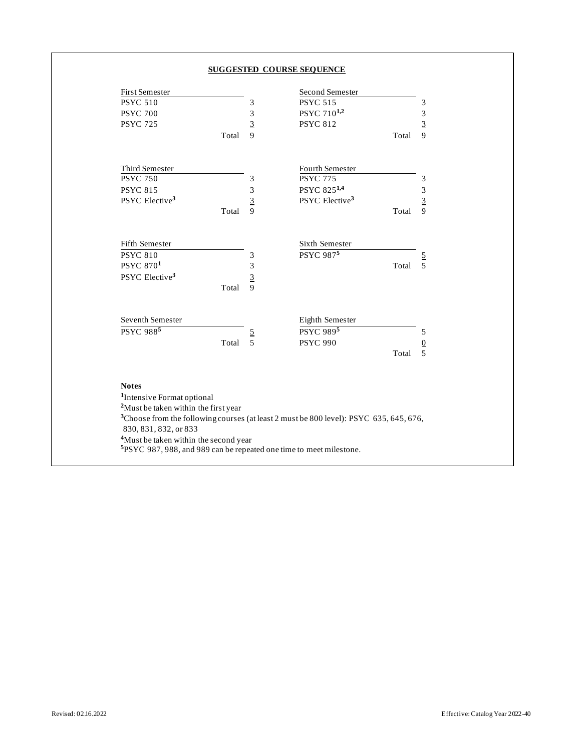## SUGGESTED COURSE SEQUENCE

| First Semester | | Second Semester | |
|---|---|---|---|
| PSYC 510 | 3 | PSYC 515 | 3 |
| PSYC 700 | 3 | PSYC 710[1,2] | 3 |
| PSYC 725 | 3 | PSYC 812 | 3 |
| Total | 9 | Total | 9 |

| Third Semester | | Fourth Semester | |
|---|---|---|---|
| PSYC 750 | 3 | PSYC 775 | 3 |
| PSYC 815 | 3 | PSYC 825[1,4] | 3 |
| PSYC Elective[3] | 3 | PSYC Elective[3] | 3 |
| Total | 9 | Total | 9 |

| Fifth Semester | | Sixth Semester | |
|---|---|---|---|
| PSYC 810 | 3 | PSYC 987[5] | 5 |
| PSYC 870[1] | 3 | Total | 5 |
| PSYC Elective[3] | 3 | | |
| Total | 9 | | |

| Seventh Semester | | Eighth Semester | |
|---|---|---|---|
| PSYC 988[5] | 5 | PSYC 989[5] | 5 |
| Total | 5 | PSYC 990 | 0 |
| | | Total | 5 |

**Notes**

[1]Intensive Format optional
[2]Must be taken within the first year
[3]Choose from the following courses (at least 2 must be 800 level): PSYC 635, 645, 676, 830, 831, 832, or 833
[4]Must be taken within the second year
[5]PSYC 987, 988, and 989 can be repeated one time to meet milestone.